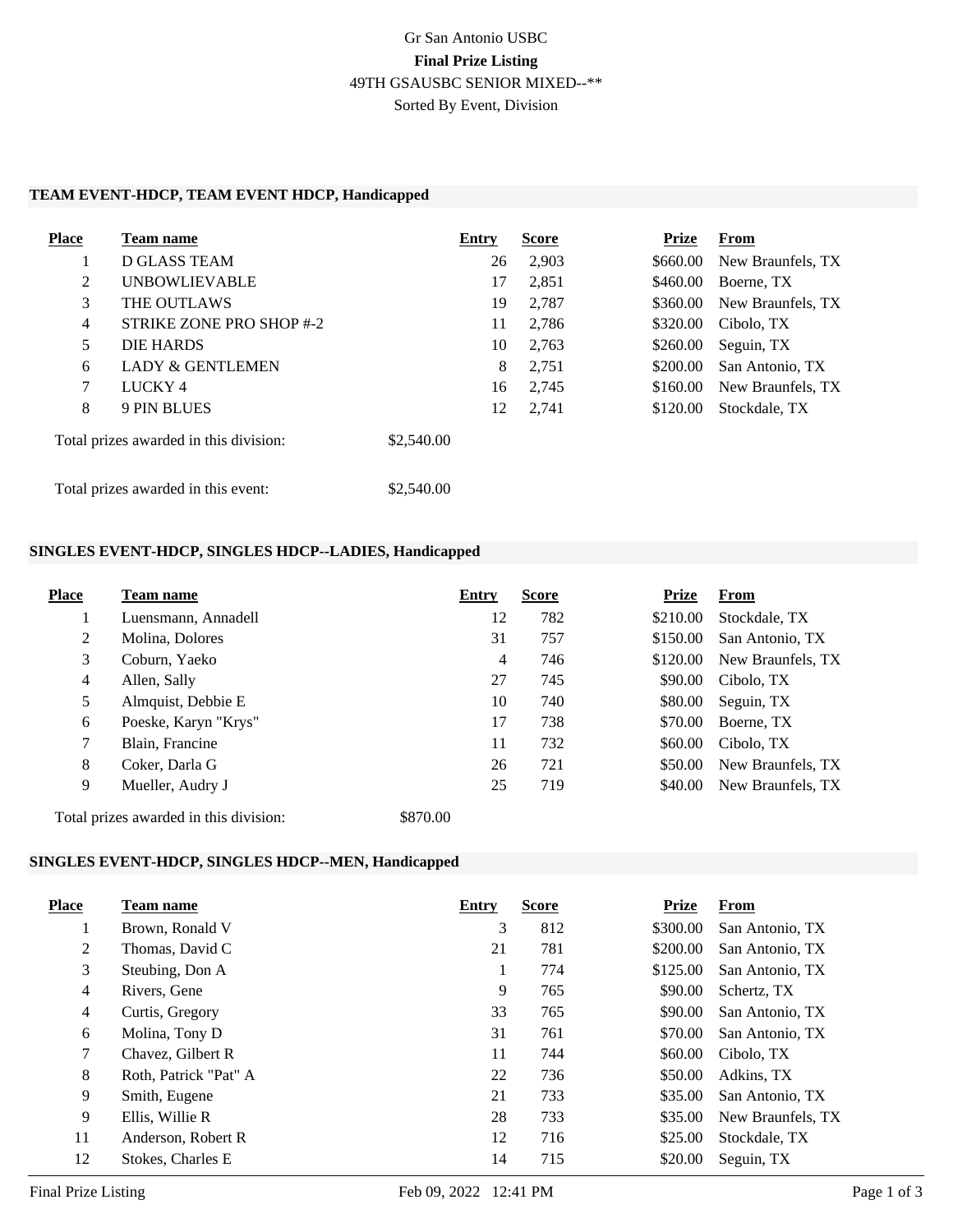Gr San Antonio USBC

**Final Prize Listing**

49TH GSAUSBC SENIOR MIXED--**

Sorted By Event, Division

### TEAM EVENT-HDCP, TEAM EVENT HDCP, Handicapped

| Place | Team name | Entry | Score | Prize | From |
|---|---|---|---|---|---|
| 1 | D GLASS TEAM | 26 | 2,903 | $660.00 | New Braunfels, TX |
| 2 | UNBOWLIEVABLE | 17 | 2,851 | $460.00 | Boerne, TX |
| 3 | THE OUTLAWS | 19 | 2,787 | $360.00 | New Braunfels, TX |
| 4 | STRIKE ZONE PRO SHOP #-2 | 11 | 2,786 | $320.00 | Cibolo, TX |
| 5 | DIE HARDS | 10 | 2,763 | $260.00 | Seguin, TX |
| 6 | LADY & GENTLEMEN | 8 | 2,751 | $200.00 | San Antonio, TX |
| 7 | LUCKY 4 | 16 | 2,745 | $160.00 | New Braunfels, TX |
| 8 | 9 PIN BLUES | 12 | 2,741 | $120.00 | Stockdale, TX |

Total prizes awarded in this division: $2,540.00

Total prizes awarded in this event: $2,540.00

### SINGLES EVENT-HDCP, SINGLES HDCP--LADIES, Handicapped

| Place | Team name | Entry | Score | Prize | From |
|---|---|---|---|---|---|
| 1 | Luensmann, Annadell | 12 | 782 | $210.00 | Stockdale, TX |
| 2 | Molina, Dolores | 31 | 757 | $150.00 | San Antonio, TX |
| 3 | Coburn, Yaeko | 4 | 746 | $120.00 | New Braunfels, TX |
| 4 | Allen, Sally | 27 | 745 | $90.00 | Cibolo, TX |
| 5 | Almquist, Debbie E | 10 | 740 | $80.00 | Seguin, TX |
| 6 | Poeske, Karyn "Krys" | 17 | 738 | $70.00 | Boerne, TX |
| 7 | Blain, Francine | 11 | 732 | $60.00 | Cibolo, TX |
| 8 | Coker, Darla G | 26 | 721 | $50.00 | New Braunfels, TX |
| 9 | Mueller, Audry J | 25 | 719 | $40.00 | New Braunfels, TX |

Total prizes awarded in this division: $870.00

### SINGLES EVENT-HDCP, SINGLES HDCP--MEN, Handicapped

| Place | Team name | Entry | Score | Prize | From |
|---|---|---|---|---|---|
| 1 | Brown, Ronald V | 3 | 812 | $300.00 | San Antonio, TX |
| 2 | Thomas, David C | 21 | 781 | $200.00 | San Antonio, TX |
| 3 | Steubing, Don A | 1 | 774 | $125.00 | San Antonio, TX |
| 4 | Rivers, Gene | 9 | 765 | $90.00 | Schertz, TX |
| 4 | Curtis, Gregory | 33 | 765 | $90.00 | San Antonio, TX |
| 6 | Molina, Tony D | 31 | 761 | $70.00 | San Antonio, TX |
| 7 | Chavez, Gilbert R | 11 | 744 | $60.00 | Cibolo, TX |
| 8 | Roth, Patrick "Pat" A | 22 | 736 | $50.00 | Adkins, TX |
| 9 | Smith, Eugene | 21 | 733 | $35.00 | San Antonio, TX |
| 9 | Ellis, Willie R | 28 | 733 | $35.00 | New Braunfels, TX |
| 11 | Anderson, Robert R | 12 | 716 | $25.00 | Stockdale, TX |
| 12 | Stokes, Charles E | 14 | 715 | $20.00 | Seguin, TX |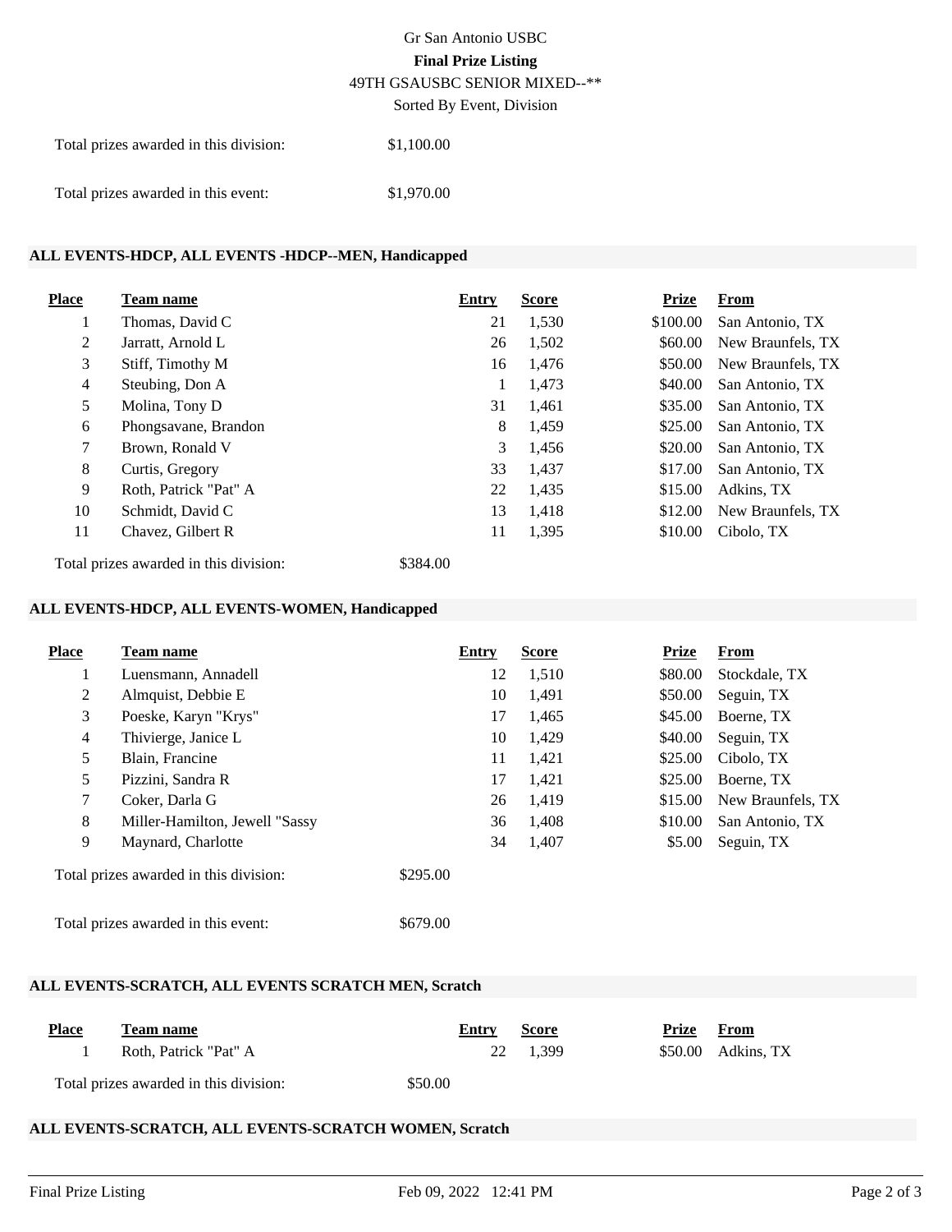Gr San Antonio USBC

**Final Prize Listing**

49TH GSAUSBC SENIOR MIXED--**

Sorted By Event, Division

Total prizes awarded in this division: $1,100.00

Total prizes awarded in this event: $1,970.00

### ALL EVENTS-HDCP, ALL EVENTS -HDCP--MEN, Handicapped

| Place | Team name | Entry | Score | Prize | From |
|---|---|---|---|---|---|
| 1 | Thomas, David C | 21 | 1,530 | $100.00 | San Antonio, TX |
| 2 | Jarratt, Arnold L | 26 | 1,502 | $60.00 | New Braunfels, TX |
| 3 | Stiff, Timothy M | 16 | 1,476 | $50.00 | New Braunfels, TX |
| 4 | Steubing, Don A | 1 | 1,473 | $40.00 | San Antonio, TX |
| 5 | Molina, Tony D | 31 | 1,461 | $35.00 | San Antonio, TX |
| 6 | Phongsavane, Brandon | 8 | 1,459 | $25.00 | San Antonio, TX |
| 7 | Brown, Ronald V | 3 | 1,456 | $20.00 | San Antonio, TX |
| 8 | Curtis, Gregory | 33 | 1,437 | $17.00 | San Antonio, TX |
| 9 | Roth, Patrick "Pat" A | 22 | 1,435 | $15.00 | Adkins, TX |
| 10 | Schmidt, David C | 13 | 1,418 | $12.00 | New Braunfels, TX |
| 11 | Chavez, Gilbert R | 11 | 1,395 | $10.00 | Cibolo, TX |

Total prizes awarded in this division: $384.00

### ALL EVENTS-HDCP, ALL EVENTS-WOMEN, Handicapped

| Place | Team name | Entry | Score | Prize | From |
|---|---|---|---|---|---|
| 1 | Luensmann, Annadell | 12 | 1,510 | $80.00 | Stockdale, TX |
| 2 | Almquist, Debbie E | 10 | 1,491 | $50.00 | Seguin, TX |
| 3 | Poeske, Karyn "Krys" | 17 | 1,465 | $45.00 | Boerne, TX |
| 4 | Thivierge, Janice L | 10 | 1,429 | $40.00 | Seguin, TX |
| 5 | Blain, Francine | 11 | 1,421 | $25.00 | Cibolo, TX |
| 5 | Pizzini, Sandra R | 17 | 1,421 | $25.00 | Boerne, TX |
| 7 | Coker, Darla G | 26 | 1,419 | $15.00 | New Braunfels, TX |
| 8 | Miller-Hamilton, Jewell "Sassy | 36 | 1,408 | $10.00 | San Antonio, TX |
| 9 | Maynard, Charlotte | 34 | 1,407 | $5.00 | Seguin, TX |

Total prizes awarded in this division: $295.00

Total prizes awarded in this event: $679.00

### ALL EVENTS-SCRATCH, ALL EVENTS SCRATCH MEN, Scratch

| Place | Team name | Entry | Score | Prize | From |
|---|---|---|---|---|---|
| 1 | Roth, Patrick "Pat" A | 22 | 1,399 | $50.00 | Adkins, TX |

Total prizes awarded in this division: $50.00

### ALL EVENTS-SCRATCH, ALL EVENTS-SCRATCH WOMEN, Scratch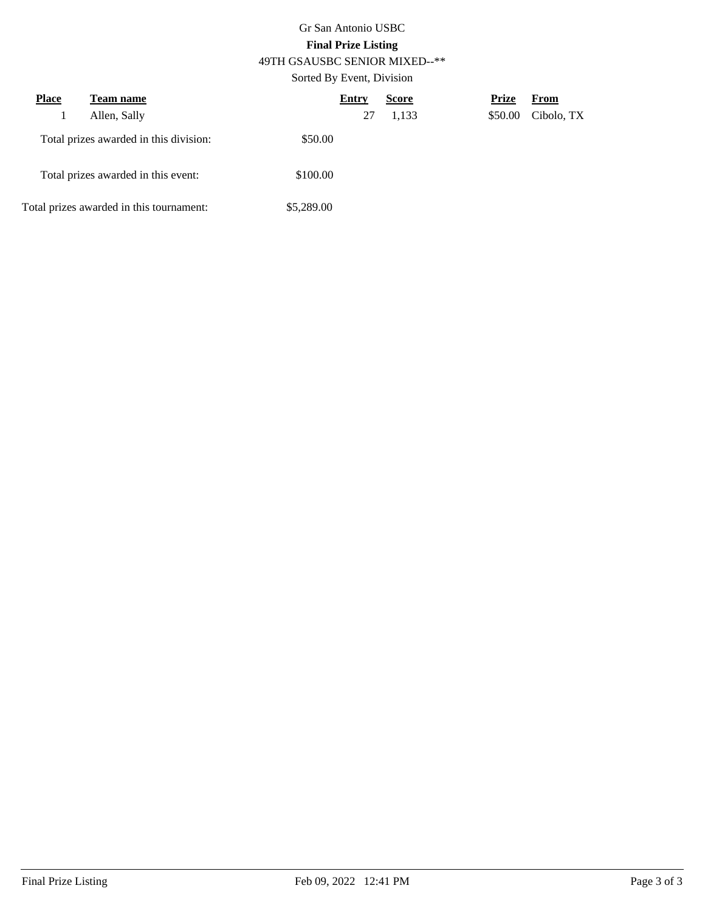Gr San Antonio USBC

**Final Prize Listing**

49TH GSAUSBC SENIOR MIXED--**

Sorted By Event, Division

| Place | Team name | Entry | Score | Prize | From |
|---|---|---|---|---|---|
| 1 | Allen, Sally | 27 | 1,133 | $50.00 | Cibolo, TX |

Total prizes awarded in this division: $50.00

Total prizes awarded in this event: $100.00

Total prizes awarded in this tournament: $5,289.00